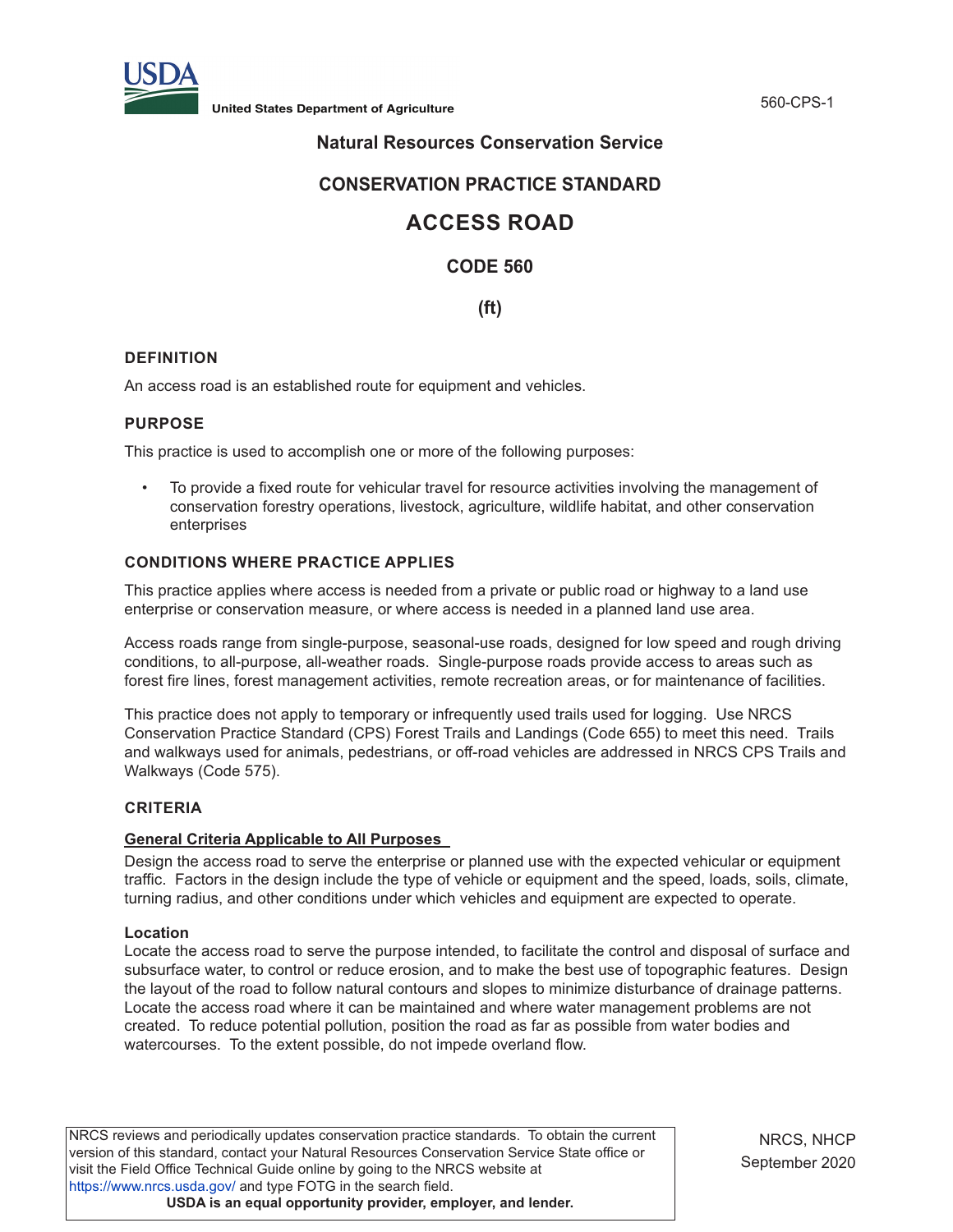# Natural Resources Conservation Service

## CONSERVATION PRACTICE STANDARD

# ACCESS ROAD

## CODE 560

**(ft)**

### DEFINITION

An access road is an established route for equipment and vehicles.

### PURPOSE

This practice is used to accomplish one or more of the following purposes:

- To provide a fixed route for vehicular travel for resource activities involving the management of conservation forestry operations, livestock, agriculture, wildlife habitat, and other conservation enterprises

### CONDITIONS WHERE PRACTICE APPLIES

This practice applies where access is needed from a private or public road or highway to a land use enterprise or conservation measure, or where access is needed in a planned land use area.

Access roads range from single-purpose, seasonal-use roads, designed for low speed and rough driving conditions, to all-purpose, all-weather roads. Single-purpose roads provide access to areas such as forest fire lines, forest management activities, remote recreation areas, or for maintenance of facilities.

This practice does not apply to temporary or infrequently used trails used for logging. Use NRCS Conservation Practice Standard (CPS) Forest Trails and Landings (Code 655) to meet this need. Trails and walkways used for animals, pedestrians, or off-road vehicles are addressed in NRCS CPS Trails and Walkways (Code 575).

### CRITERIA

**General Criteria Applicable to All Purposes**

Design the access road to serve the enterprise or planned use with the expected vehicular or equipment traffic. Factors in the design include the type of vehicle or equipment and the speed, loads, soils, climate, turning radius, and other conditions under which vehicles and equipment are expected to operate.

**Location**

Locate the access road to serve the purpose intended, to facilitate the control and disposal of surface and subsurface water, to control or reduce erosion, and to make the best use of topographic features. Design the layout of the road to follow natural contours and slopes to minimize disturbance of drainage patterns. Locate the access road where it can be maintained and where water management problems are not created. To reduce potential pollution, position the road as far as possible from water bodies and watercourses. To the extent possible, do not impede overland flow.

NRCS reviews and periodically updates conservation practice standards. To obtain the current version of this standard, contact your Natural Resources Conservation Service State office or visit the Field Office Technical Guide online by going to the NRCS website at https://www.nrcs.usda.gov/ and type FOTG in the search field.
**USDA is an equal opportunity provider, employer, and lender.**

NRCS, NHCP
September 2020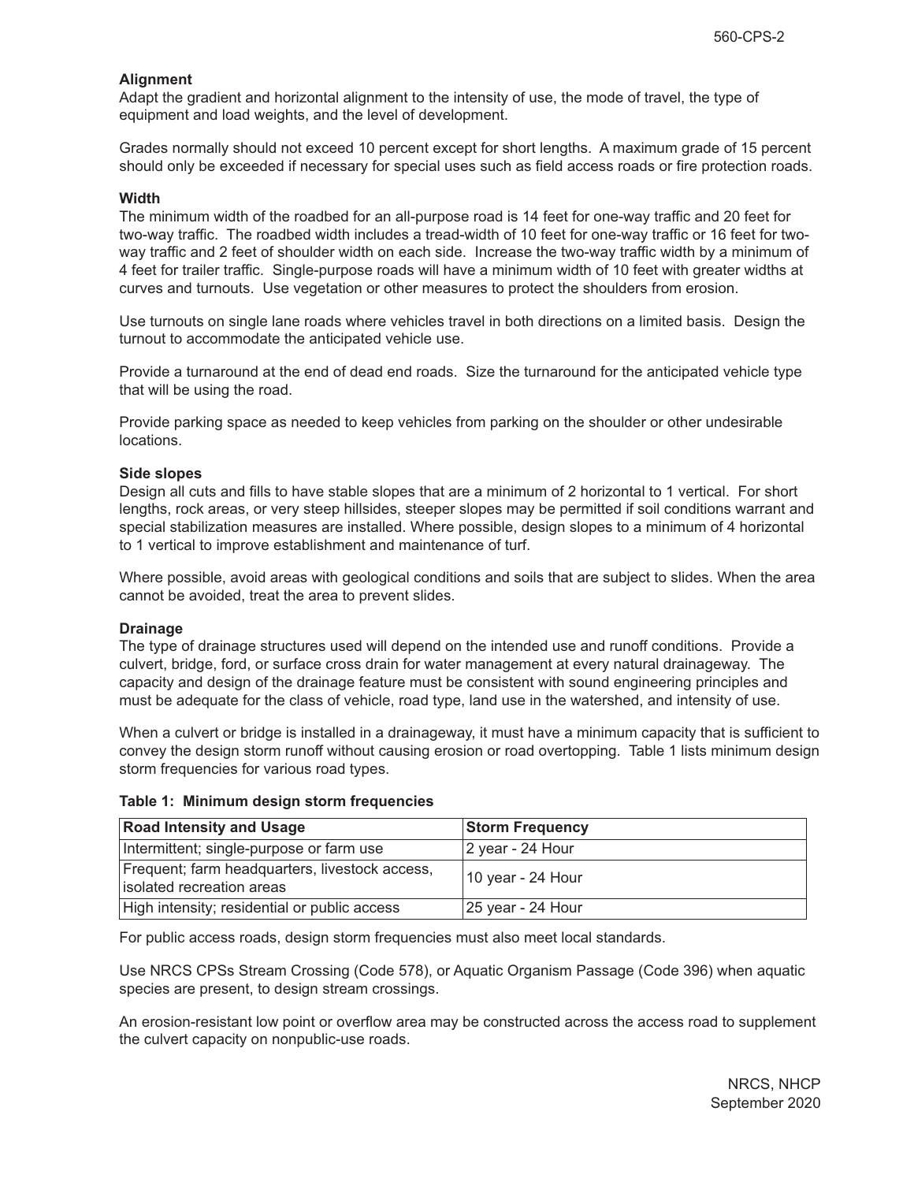### Alignment

Adapt the gradient and horizontal alignment to the intensity of use, the mode of travel, the type of equipment and load weights, and the level of development.

Grades normally should not exceed 10 percent except for short lengths. A maximum grade of 15 percent should only be exceeded if necessary for special uses such as field access roads or fire protection roads.

### Width

The minimum width of the roadbed for an all-purpose road is 14 feet for one-way traffic and 20 feet for two-way traffic. The roadbed width includes a tread-width of 10 feet for one-way traffic or 16 feet for two-way traffic and 2 feet of shoulder width on each side. Increase the two-way traffic width by a minimum of 4 feet for trailer traffic. Single-purpose roads will have a minimum width of 10 feet with greater widths at curves and turnouts. Use vegetation or other measures to protect the shoulders from erosion.

Use turnouts on single lane roads where vehicles travel in both directions on a limited basis. Design the turnout to accommodate the anticipated vehicle use.

Provide a turnaround at the end of dead end roads. Size the turnaround for the anticipated vehicle type that will be using the road.

Provide parking space as needed to keep vehicles from parking on the shoulder or other undesirable locations.

### Side slopes

Design all cuts and fills to have stable slopes that are a minimum of 2 horizontal to 1 vertical. For short lengths, rock areas, or very steep hillsides, steeper slopes may be permitted if soil conditions warrant and special stabilization measures are installed. Where possible, design slopes to a minimum of 4 horizontal to 1 vertical to improve establishment and maintenance of turf.

Where possible, avoid areas with geological conditions and soils that are subject to slides. When the area cannot be avoided, treat the area to prevent slides.

### Drainage

The type of drainage structures used will depend on the intended use and runoff conditions. Provide a culvert, bridge, ford, or surface cross drain for water management at every natural drainageway. The capacity and design of the drainage feature must be consistent with sound engineering principles and must be adequate for the class of vehicle, road type, land use in the watershed, and intensity of use.

When a culvert or bridge is installed in a drainageway, it must have a minimum capacity that is sufficient to convey the design storm runoff without causing erosion or road overtopping. Table 1 lists minimum design storm frequencies for various road types.

**Table 1: Minimum design storm frequencies**

| Road Intensity and Usage | Storm Frequency |
| --- | --- |
| Intermittent; single-purpose or farm use | 2 year - 24 Hour |
| Frequent; farm headquarters, livestock access, isolated recreation areas | 10 year - 24 Hour |
| High intensity; residential or public access | 25 year - 24 Hour |

For public access roads, design storm frequencies must also meet local standards.

Use NRCS CPSs Stream Crossing (Code 578), or Aquatic Organism Passage (Code 396) when aquatic species are present, to design stream crossings.

An erosion-resistant low point or overflow area may be constructed across the access road to supplement the culvert capacity on nonpublic-use roads.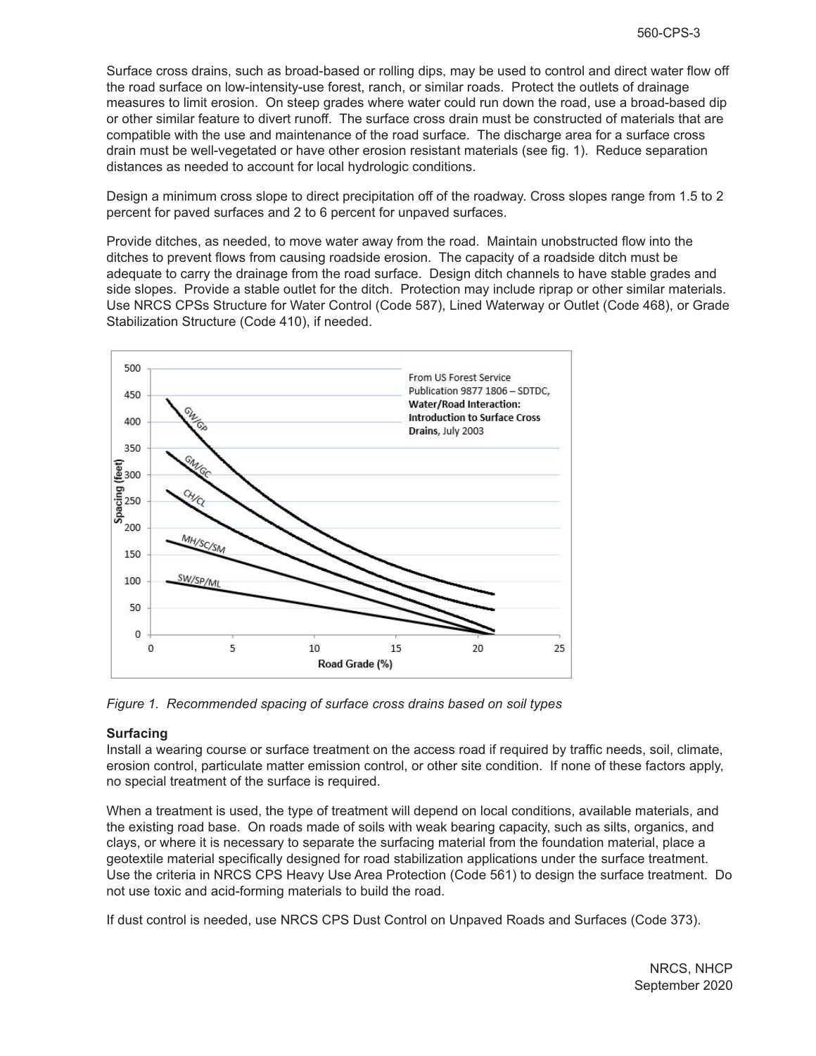Surface cross drains, such as broad-based or rolling dips, may be used to control and direct water flow off the road surface on low-intensity-use forest, ranch, or similar roads. Protect the outlets of drainage measures to limit erosion. On steep grades where water could run down the road, use a broad-based dip or other similar feature to divert runoff. The surface cross drain must be constructed of materials that are compatible with the use and maintenance of the road surface. The discharge area for a surface cross drain must be well-vegetated or have other erosion resistant materials (see fig. 1). Reduce separation distances as needed to account for local hydrologic conditions.

Design a minimum cross slope to direct precipitation off of the roadway. Cross slopes range from 1.5 to 2 percent for paved surfaces and 2 to 6 percent for unpaved surfaces.

Provide ditches, as needed, to move water away from the road. Maintain unobstructed flow into the ditches to prevent flows from causing roadside erosion. The capacity of a roadside ditch must be adequate to carry the drainage from the road surface. Design ditch channels to have stable grades and side slopes. Provide a stable outlet for the ditch. Protection may include riprap or other similar materials. Use NRCS CPSs Structure for Water Control (Code 587), Lined Waterway or Outlet (Code 468), or Grade Stabilization Structure (Code 410), if needed.

*Figure 1. Recommended spacing of surface cross drains based on soil types*

### Surfacing

Install a wearing course or surface treatment on the access road if required by traffic needs, soil, climate, erosion control, particulate matter emission control, or other site condition. If none of these factors apply, no special treatment of the surface is required.

When a treatment is used, the type of treatment will depend on local conditions, available materials, and the existing road base. On roads made of soils with weak bearing capacity, such as silts, organics, and clays, or where it is necessary to separate the surfacing material from the foundation material, place a geotextile material specifically designed for road stabilization applications under the surface treatment. Use the criteria in NRCS CPS Heavy Use Area Protection (Code 561) to design the surface treatment. Do not use toxic and acid-forming materials to build the road.

If dust control is needed, use NRCS CPS Dust Control on Unpaved Roads and Surfaces (Code 373).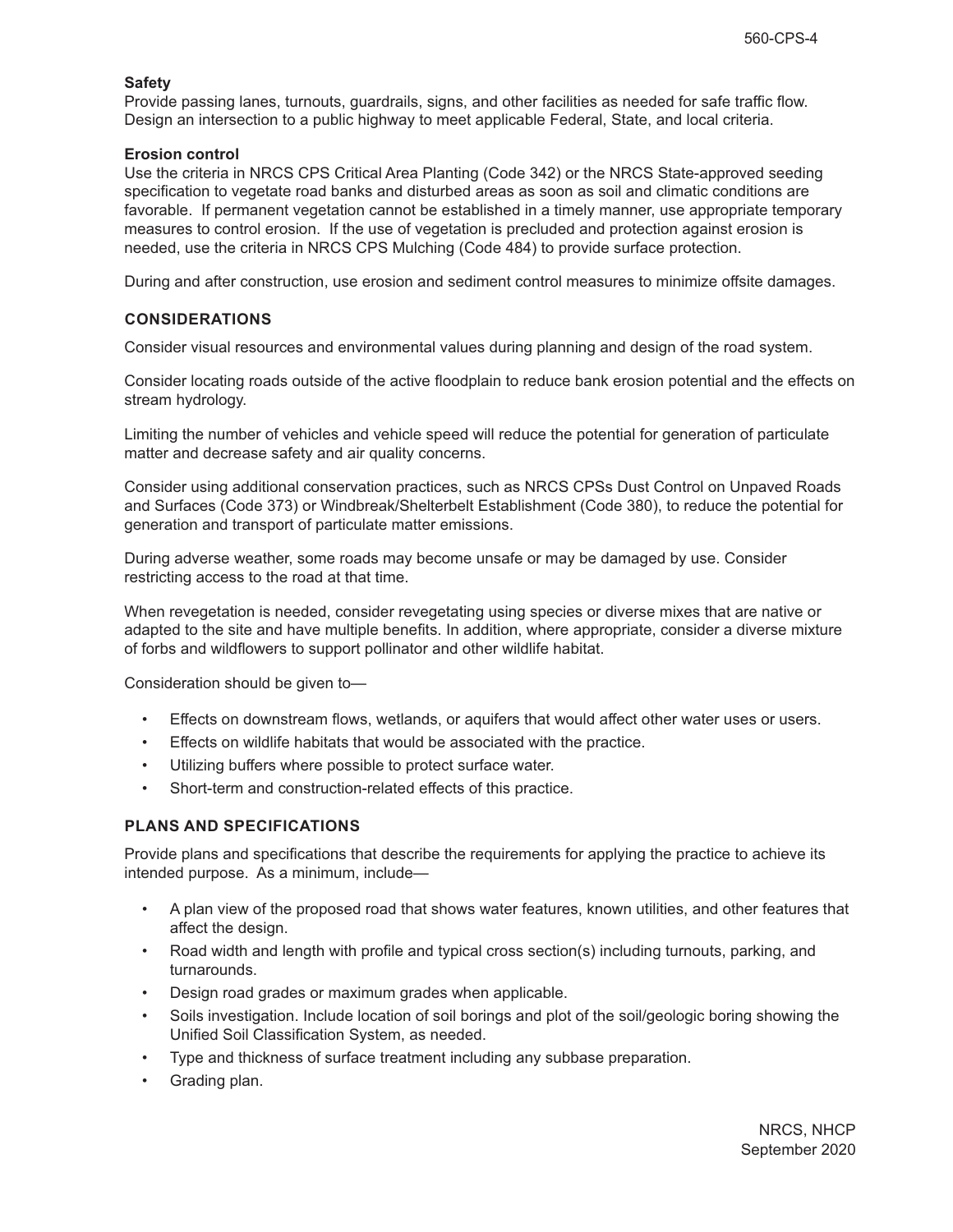### Safety

Provide passing lanes, turnouts, guardrails, signs, and other facilities as needed for safe traffic flow. Design an intersection to a public highway to meet applicable Federal, State, and local criteria.

### Erosion control

Use the criteria in NRCS CPS Critical Area Planting (Code 342) or the NRCS State-approved seeding specification to vegetate road banks and disturbed areas as soon as soil and climatic conditions are favorable. If permanent vegetation cannot be established in a timely manner, use appropriate temporary measures to control erosion. If the use of vegetation is precluded and protection against erosion is needed, use the criteria in NRCS CPS Mulching (Code 484) to provide surface protection.

During and after construction, use erosion and sediment control measures to minimize offsite damages.

## CONSIDERATIONS

Consider visual resources and environmental values during planning and design of the road system.

Consider locating roads outside of the active floodplain to reduce bank erosion potential and the effects on stream hydrology.

Limiting the number of vehicles and vehicle speed will reduce the potential for generation of particulate matter and decrease safety and air quality concerns.

Consider using additional conservation practices, such as NRCS CPSs Dust Control on Unpaved Roads and Surfaces (Code 373) or Windbreak/Shelterbelt Establishment (Code 380), to reduce the potential for generation and transport of particulate matter emissions.

During adverse weather, some roads may become unsafe or may be damaged by use. Consider restricting access to the road at that time.

When revegetation is needed, consider revegetating using species or diverse mixes that are native or adapted to the site and have multiple benefits. In addition, where appropriate, consider a diverse mixture of forbs and wildflowers to support pollinator and other wildlife habitat.

Consideration should be given to—

- Effects on downstream flows, wetlands, or aquifers that would affect other water uses or users.
- Effects on wildlife habitats that would be associated with the practice.
- Utilizing buffers where possible to protect surface water.
- Short-term and construction-related effects of this practice.

## PLANS AND SPECIFICATIONS

Provide plans and specifications that describe the requirements for applying the practice to achieve its intended purpose. As a minimum, include—

- A plan view of the proposed road that shows water features, known utilities, and other features that affect the design.
- Road width and length with profile and typical cross section(s) including turnouts, parking, and turnarounds.
- Design road grades or maximum grades when applicable.
- Soils investigation. Include location of soil borings and plot of the soil/geologic boring showing the Unified Soil Classification System, as needed.
- Type and thickness of surface treatment including any subbase preparation.
- Grading plan.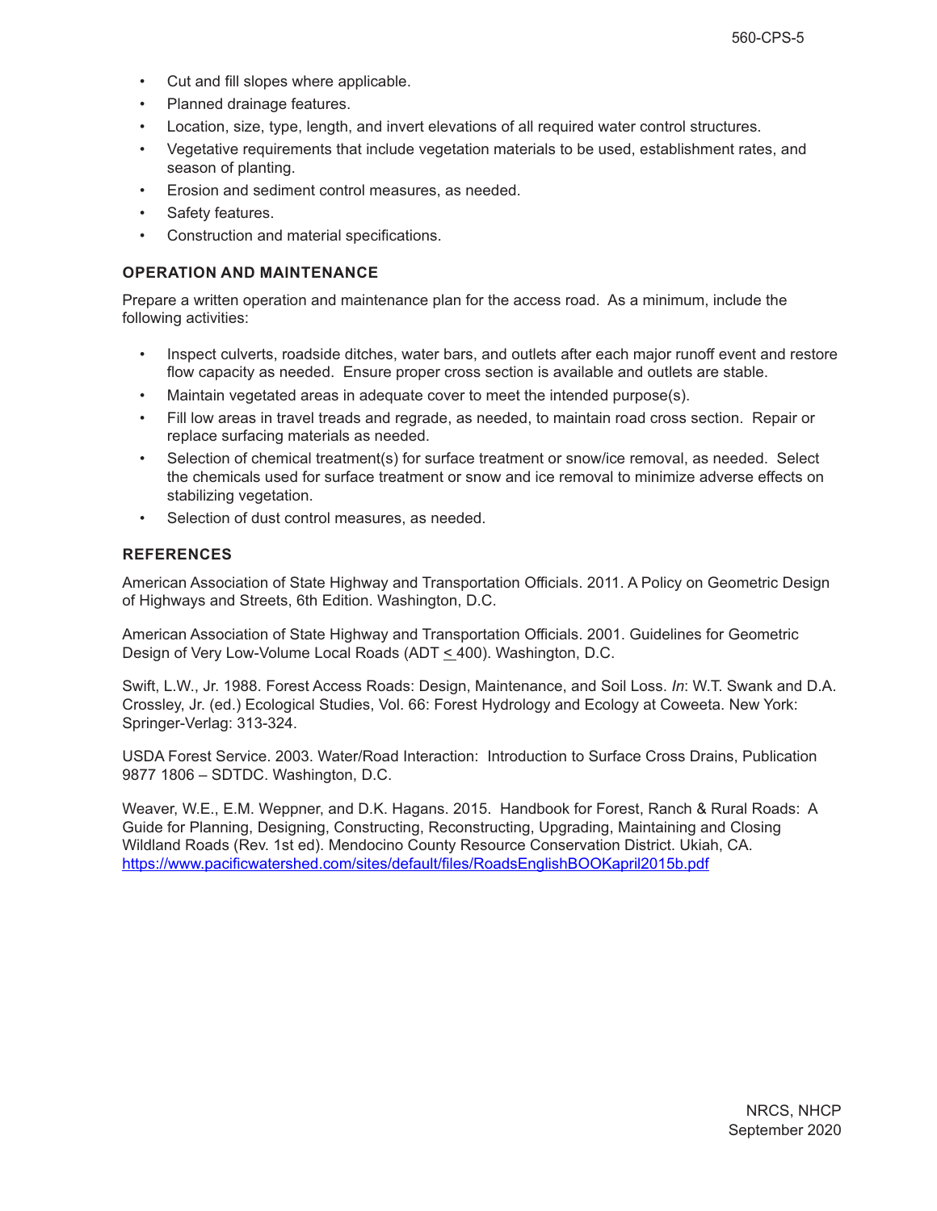- Cut and fill slopes where applicable.
- Planned drainage features.
- Location, size, type, length, and invert elevations of all required water control structures.
- Vegetative requirements that include vegetation materials to be used, establishment rates, and season of planting.
- Erosion and sediment control measures, as needed.
- Safety features.
- Construction and material specifications.

## OPERATION AND MAINTENANCE

Prepare a written operation and maintenance plan for the access road. As a minimum, include the following activities:

- Inspect culverts, roadside ditches, water bars, and outlets after each major runoff event and restore flow capacity as needed. Ensure proper cross section is available and outlets are stable.
- Maintain vegetated areas in adequate cover to meet the intended purpose(s).
- Fill low areas in travel treads and regrade, as needed, to maintain road cross section. Repair or replace surfacing materials as needed.
- Selection of chemical treatment(s) for surface treatment or snow/ice removal, as needed. Select the chemicals used for surface treatment or snow and ice removal to minimize adverse effects on stabilizing vegetation.
- Selection of dust control measures, as needed.

## REFERENCES

American Association of State Highway and Transportation Officials. 2011. A Policy on Geometric Design of Highways and Streets, 6th Edition. Washington, D.C.

American Association of State Highway and Transportation Officials. 2001. Guidelines for Geometric Design of Very Low-Volume Local Roads (ADT ≤ 400). Washington, D.C.

Swift, L.W., Jr. 1988. Forest Access Roads: Design, Maintenance, and Soil Loss. *In*: W.T. Swank and D.A. Crossley, Jr. (ed.) Ecological Studies, Vol. 66: Forest Hydrology and Ecology at Coweeta. New York: Springer-Verlag: 313-324.

USDA Forest Service. 2003. Water/Road Interaction: Introduction to Surface Cross Drains, Publication 9877 1806 – SDTDC. Washington, D.C.

Weaver, W.E., E.M. Weppner, and D.K. Hagans. 2015. Handbook for Forest, Ranch & Rural Roads: A Guide for Planning, Designing, Constructing, Reconstructing, Upgrading, Maintaining and Closing Wildland Roads (Rev. 1st ed). Mendocino County Resource Conservation District. Ukiah, CA. https://www.pacificwatershed.com/sites/default/files/RoadsEnglishBOOKapril2015b.pdf